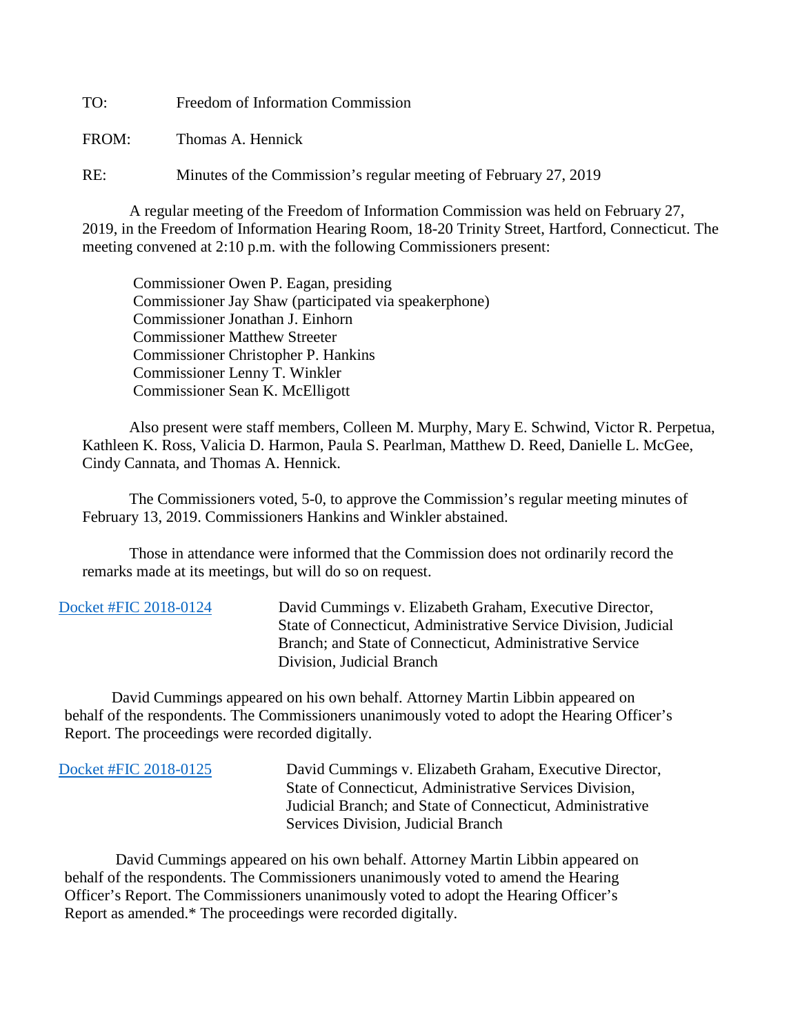TO: Freedom of Information Commission

FROM: Thomas A. Hennick

RE: Minutes of the Commission's regular meeting of February 27, 2019

A regular meeting of the Freedom of Information Commission was held on February 27, 2019, in the Freedom of Information Hearing Room, 18-20 Trinity Street, Hartford, Connecticut. The meeting convened at 2:10 p.m. with the following Commissioners present:

Commissioner Owen P. Eagan, presiding
Commissioner Jay Shaw (participated via speakerphone)
Commissioner Jonathan J. Einhorn
Commissioner Matthew Streeter
Commissioner Christopher P. Hankins
Commissioner Lenny T. Winkler
Commissioner Sean K. McElligott

Also present were staff members, Colleen M. Murphy, Mary E. Schwind, Victor R. Perpetua, Kathleen K. Ross, Valicia D. Harmon, Paula S. Pearlman, Matthew D. Reed, Danielle L. McGee, Cindy Cannata, and Thomas A. Hennick.

The Commissioners voted, 5-0, to approve the Commission's regular meeting minutes of February 13, 2019. Commissioners Hankins and Winkler abstained.

Those in attendance were informed that the Commission does not ordinarily record the remarks made at its meetings, but will do so on request.

Docket #FIC 2018-0124 — David Cummings v. Elizabeth Graham, Executive Director, State of Connecticut, Administrative Service Division, Judicial Branch; and State of Connecticut, Administrative Service Division, Judicial Branch

David Cummings appeared on his own behalf. Attorney Martin Libbin appeared on behalf of the respondents. The Commissioners unanimously voted to adopt the Hearing Officer's Report. The proceedings were recorded digitally.

Docket #FIC 2018-0125 — David Cummings v. Elizabeth Graham, Executive Director, State of Connecticut, Administrative Services Division, Judicial Branch; and State of Connecticut, Administrative Services Division, Judicial Branch

David Cummings appeared on his own behalf. Attorney Martin Libbin appeared on behalf of the respondents. The Commissioners unanimously voted to amend the Hearing Officer's Report. The Commissioners unanimously voted to adopt the Hearing Officer's Report as amended.* The proceedings were recorded digitally.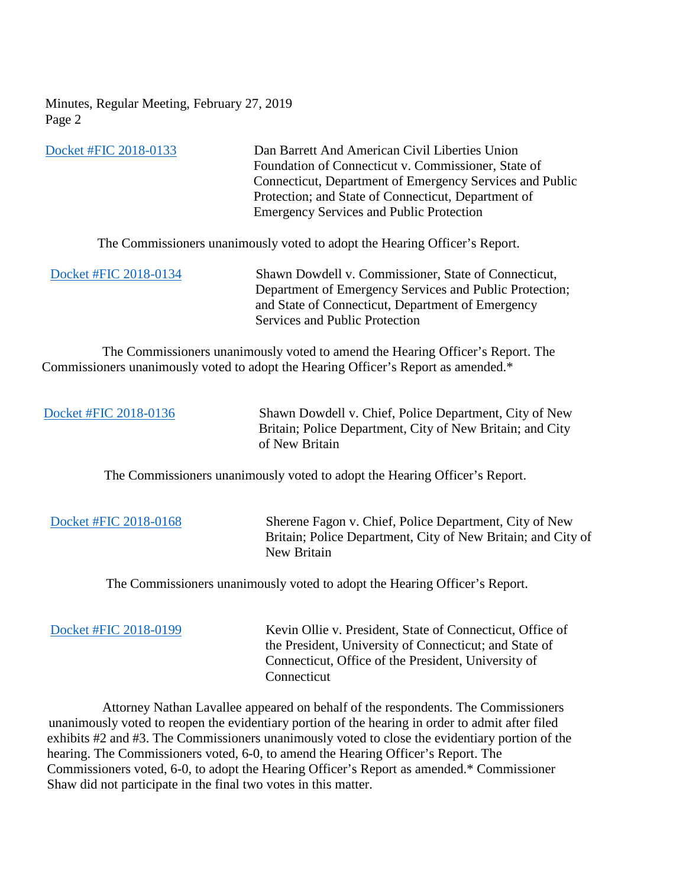Docket #FIC 2018-0133 — Dan Barrett And American Civil Liberties Union Foundation of Connecticut v. Commissioner, State of Connecticut, Department of Emergency Services and Public Protection; and State of Connecticut, Department of Emergency Services and Public Protection

The Commissioners unanimously voted to adopt the Hearing Officer's Report.

Docket #FIC 2018-0134 — Shawn Dowdell v. Commissioner, State of Connecticut, Department of Emergency Services and Public Protection; and State of Connecticut, Department of Emergency Services and Public Protection

The Commissioners unanimously voted to amend the Hearing Officer's Report. The Commissioners unanimously voted to adopt the Hearing Officer's Report as amended.*

Docket #FIC 2018-0136 — Shawn Dowdell v. Chief, Police Department, City of New Britain; Police Department, City of New Britain; and City of New Britain

The Commissioners unanimously voted to adopt the Hearing Officer's Report.

Docket #FIC 2018-0168 — Sherene Fagon v. Chief, Police Department, City of New Britain; Police Department, City of New Britain; and City of New Britain

The Commissioners unanimously voted to adopt the Hearing Officer's Report.

Docket #FIC 2018-0199 — Kevin Ollie v. President, State of Connecticut, Office of the President, University of Connecticut; and State of Connecticut, Office of the President, University of Connecticut

Attorney Nathan Lavallee appeared on behalf of the respondents. The Commissioners unanimously voted to reopen the evidentiary portion of the hearing in order to admit after filed exhibits #2 and #3. The Commissioners unanimously voted to close the evidentiary portion of the hearing. The Commissioners voted, 6-0, to amend the Hearing Officer's Report. The Commissioners voted, 6-0, to adopt the Hearing Officer's Report as amended.* Commissioner Shaw did not participate in the final two votes in this matter.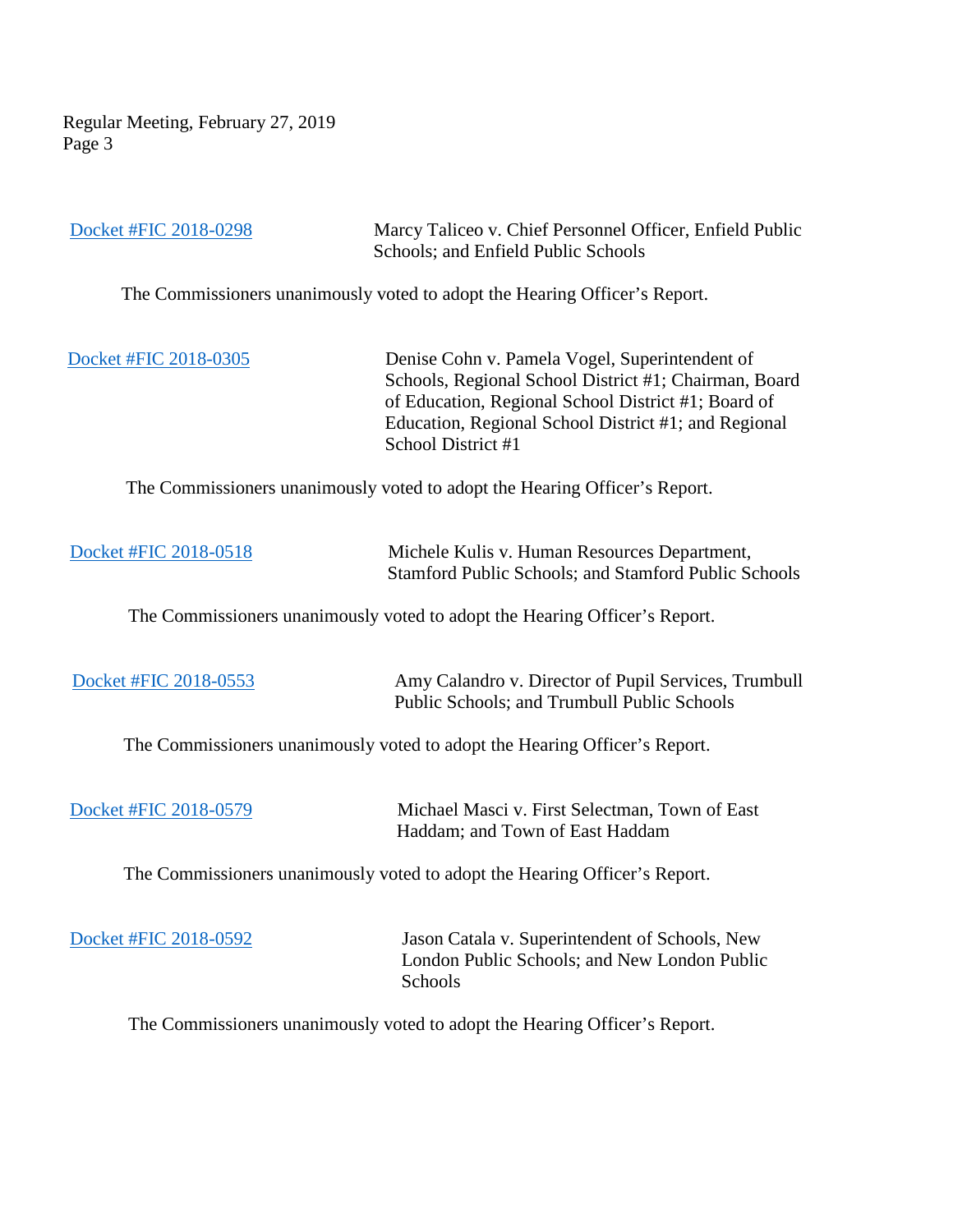Docket #FIC 2018-0298 Marcy Taliceo v. Chief Personnel Officer, Enfield Public Schools; and Enfield Public Schools

The Commissioners unanimously voted to adopt the Hearing Officer's Report.

Docket #FIC 2018-0305 Denise Cohn v. Pamela Vogel, Superintendent of Schools, Regional School District #1; Chairman, Board of Education, Regional School District #1; Board of Education, Regional School District #1; and Regional School District #1

The Commissioners unanimously voted to adopt the Hearing Officer's Report.

Docket #FIC 2018-0518 Michele Kulis v. Human Resources Department, Stamford Public Schools; and Stamford Public Schools

The Commissioners unanimously voted to adopt the Hearing Officer's Report.

Docket #FIC 2018-0553 Amy Calandro v. Director of Pupil Services, Trumbull Public Schools; and Trumbull Public Schools

The Commissioners unanimously voted to adopt the Hearing Officer's Report.

Docket #FIC 2018-0579 Michael Masci v. First Selectman, Town of East Haddam; and Town of East Haddam

The Commissioners unanimously voted to adopt the Hearing Officer's Report.

Docket #FIC 2018-0592 Jason Catala v. Superintendent of Schools, New London Public Schools; and New London Public Schools

The Commissioners unanimously voted to adopt the Hearing Officer's Report.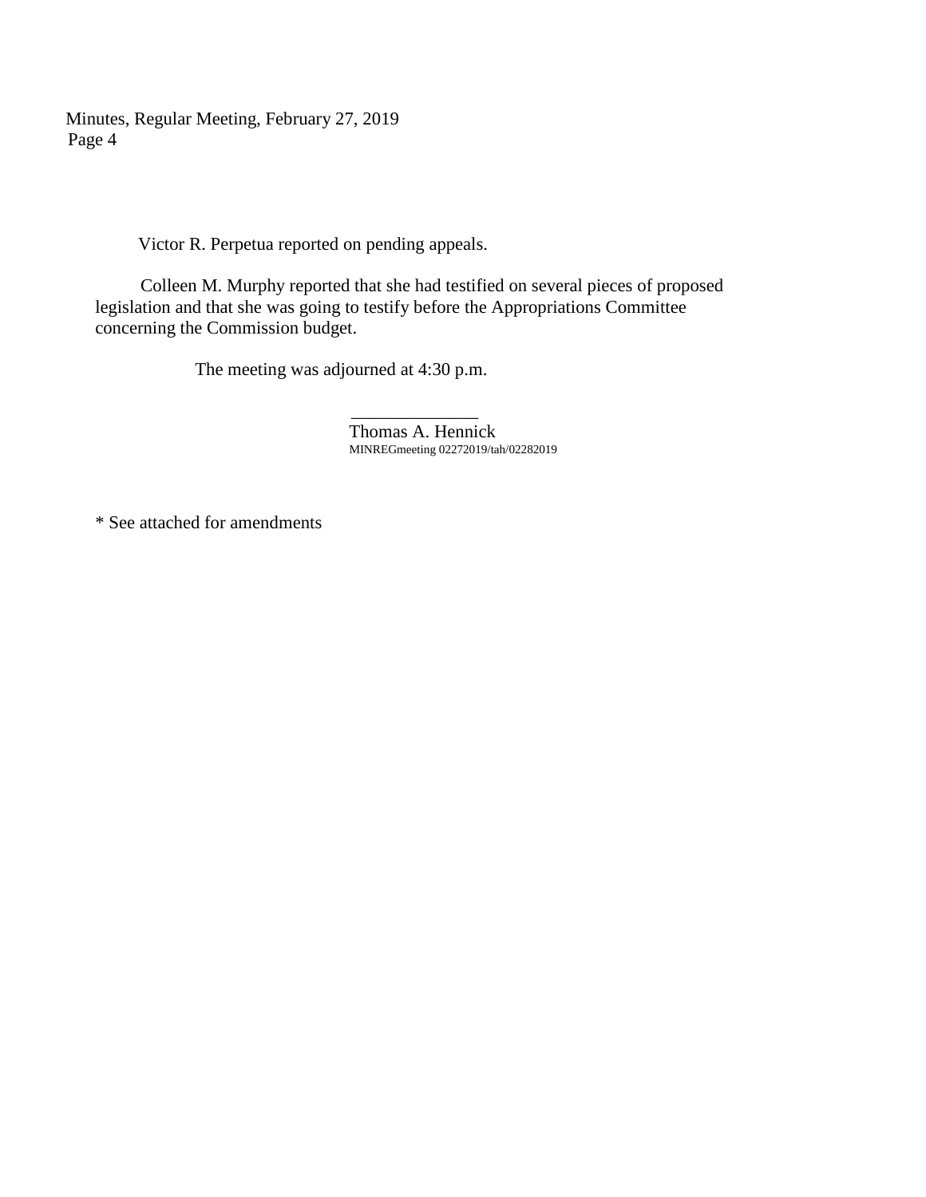Victor R. Perpetua reported on pending appeals.

Colleen M. Murphy reported that she had testified on several pieces of proposed legislation and that she was going to testify before the Appropriations Committee concerning the Commission budget.

The meeting was adjourned at 4:30 p.m.

\_\_\_\_\_\_\_\_\_\_\_\_\_\_

Thomas A. Hennick

MINREGmeeting 02272019/tah/02282019

* See attached for amendments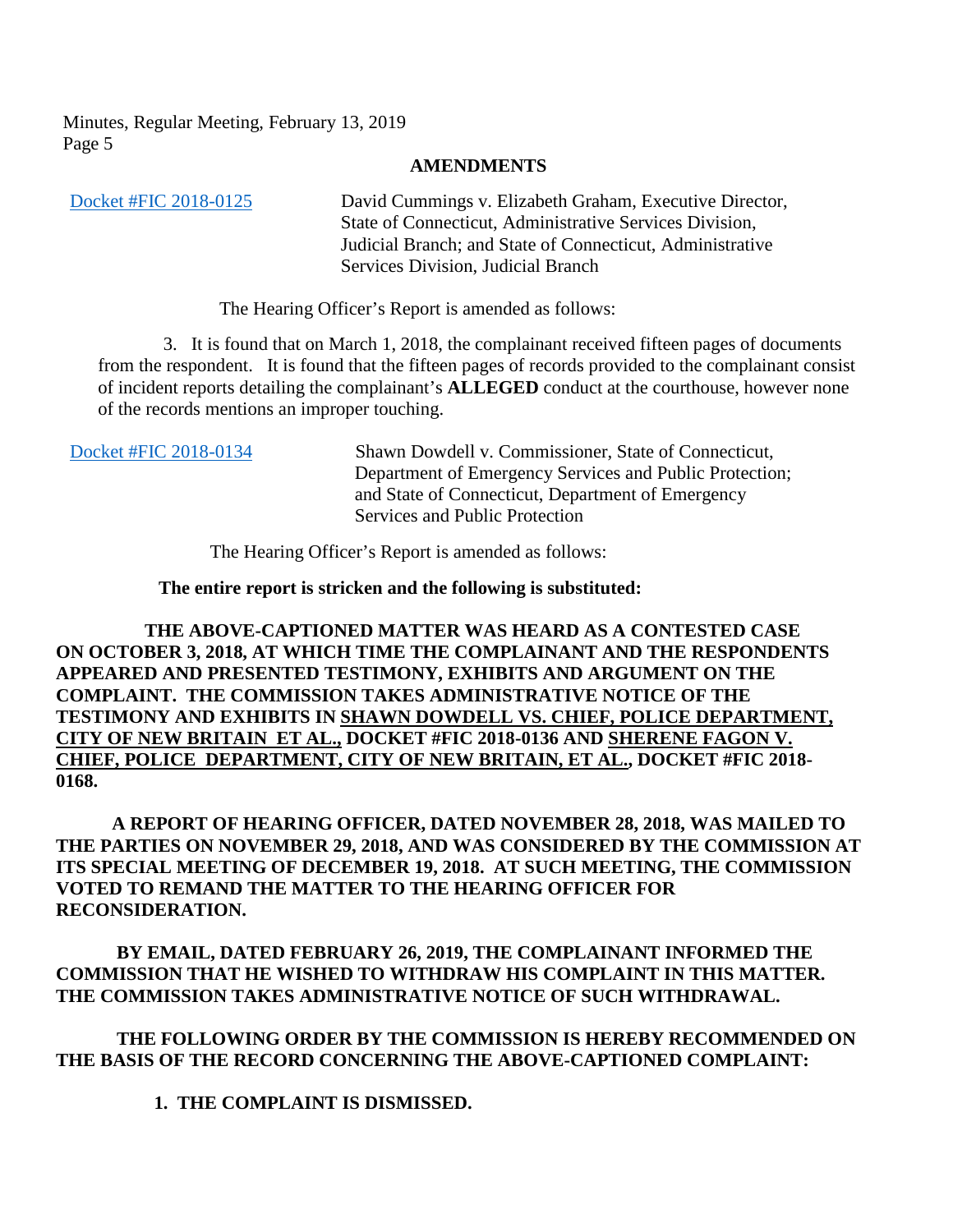## AMENDMENTS

[Docket #FIC 2018-0125] David Cummings v. Elizabeth Graham, Executive Director, State of Connecticut, Administrative Services Division, Judicial Branch; and State of Connecticut, Administrative Services Division, Judicial Branch

The Hearing Officer's Report is amended as follows:

3. It is found that on March 1, 2018, the complainant received fifteen pages of documents from the respondent. It is found that the fifteen pages of records provided to the complainant consist of incident reports detailing the complainant's **ALLEGED** conduct at the courthouse, however none of the records mentions an improper touching.

[Docket #FIC 2018-0134] Shawn Dowdell v. Commissioner, State of Connecticut, Department of Emergency Services and Public Protection; and State of Connecticut, Department of Emergency Services and Public Protection

The Hearing Officer's Report is amended as follows:

**The entire report is stricken and the following is substituted:**

**THE ABOVE-CAPTIONED MATTER WAS HEARD AS A CONTESTED CASE ON OCTOBER 3, 2018, AT WHICH TIME THE COMPLAINANT AND THE RESPONDENTS APPEARED AND PRESENTED TESTIMONY, EXHIBITS AND ARGUMENT ON THE COMPLAINT. THE COMMISSION TAKES ADMINISTRATIVE NOTICE OF THE TESTIMONY AND EXHIBITS IN <u>SHAWN DOWDELL VS. CHIEF, POLICE DEPARTMENT, CITY OF NEW BRITAIN ET AL.,</u> DOCKET #FIC 2018-0136 AND <u>SHERENE FAGON V. CHIEF, POLICE DEPARTMENT, CITY OF NEW BRITAIN, ET AL.</u>, DOCKET #FIC 2018-0168.**

**A REPORT OF HEARING OFFICER, DATED NOVEMBER 28, 2018, WAS MAILED TO THE PARTIES ON NOVEMBER 29, 2018, AND WAS CONSIDERED BY THE COMMISSION AT ITS SPECIAL MEETING OF DECEMBER 19, 2018. AT SUCH MEETING, THE COMMISSION VOTED TO REMAND THE MATTER TO THE HEARING OFFICER FOR RECONSIDERATION.**

**BY EMAIL, DATED FEBRUARY 26, 2019, THE COMPLAINANT INFORMED THE COMMISSION THAT HE WISHED TO WITHDRAW HIS COMPLAINT IN THIS MATTER. THE COMMISSION TAKES ADMINISTRATIVE NOTICE OF SUCH WITHDRAWAL.**

**THE FOLLOWING ORDER BY THE COMMISSION IS HEREBY RECOMMENDED ON THE BASIS OF THE RECORD CONCERNING THE ABOVE-CAPTIONED COMPLAINT:**

**1. THE COMPLAINT IS DISMISSED.**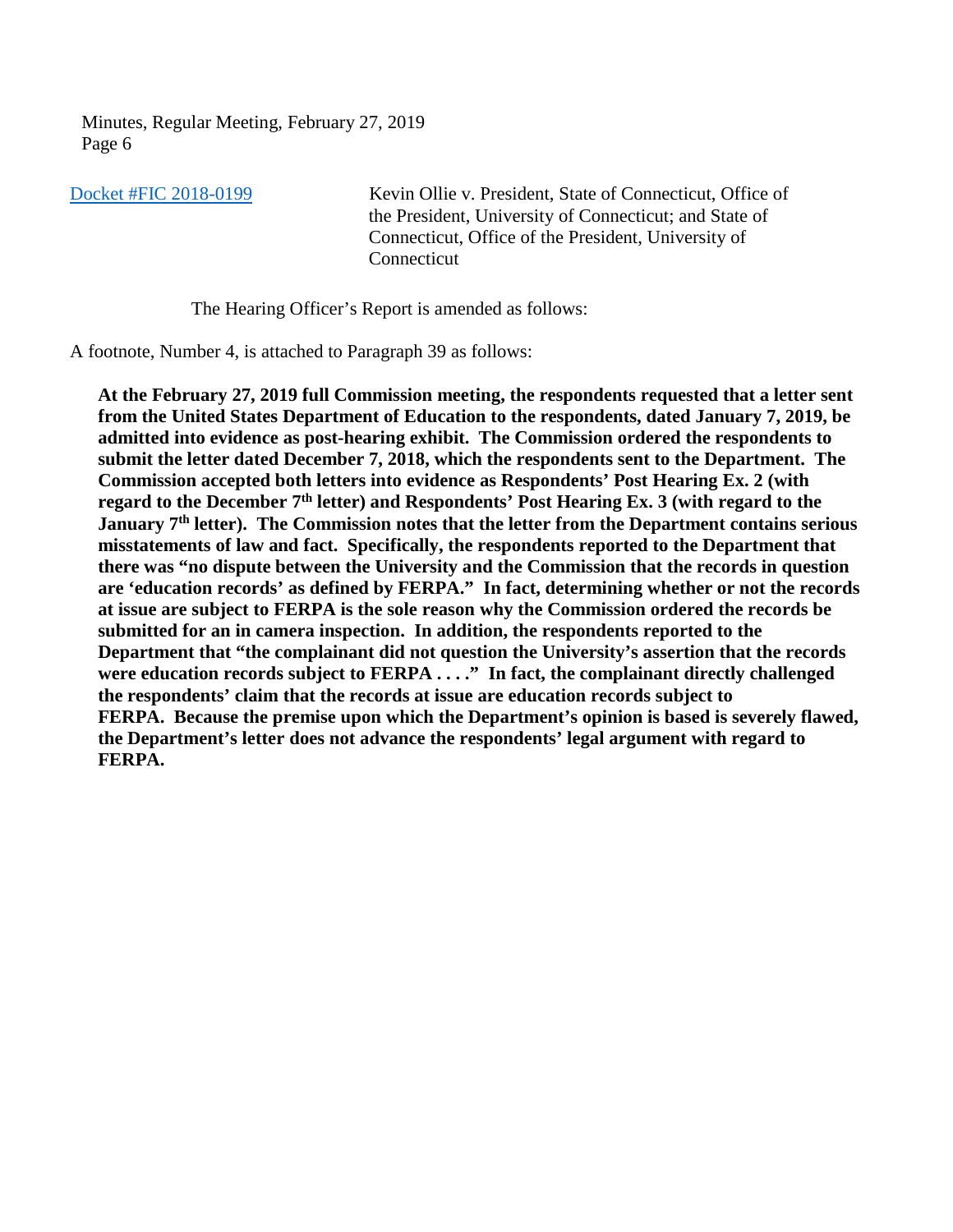Minutes, Regular Meeting, February 27, 2019
Page 6

[Docket #FIC 2018-0199] Kevin Ollie v. President, State of Connecticut, Office of the President, University of Connecticut; and State of Connecticut, Office of the President, University of Connecticut

The Hearing Officer's Report is amended as follows:

A footnote, Number 4, is attached to Paragraph 39 as follows:

**At the February 27, 2019 full Commission meeting, the respondents requested that a letter sent from the United States Department of Education to the respondents, dated January 7, 2019, be admitted into evidence as post-hearing exhibit. The Commission ordered the respondents to submit the letter dated December 7, 2018, which the respondents sent to the Department. The Commission accepted both letters into evidence as Respondents' Post Hearing Ex. 2 (with regard to the December 7th letter) and Respondents' Post Hearing Ex. 3 (with regard to the January 7th letter). The Commission notes that the letter from the Department contains serious misstatements of law and fact. Specifically, the respondents reported to the Department that there was "no dispute between the University and the Commission that the records in question are 'education records' as defined by FERPA." In fact, determining whether or not the records at issue are subject to FERPA is the sole reason why the Commission ordered the records be submitted for an in camera inspection. In addition, the respondents reported to the Department that "the complainant did not question the University's assertion that the records were education records subject to FERPA . . . ." In fact, the complainant directly challenged the respondents' claim that the records at issue are education records subject to FERPA. Because the premise upon which the Department's opinion is based is severely flawed, the Department's letter does not advance the respondents' legal argument with regard to FERPA.**